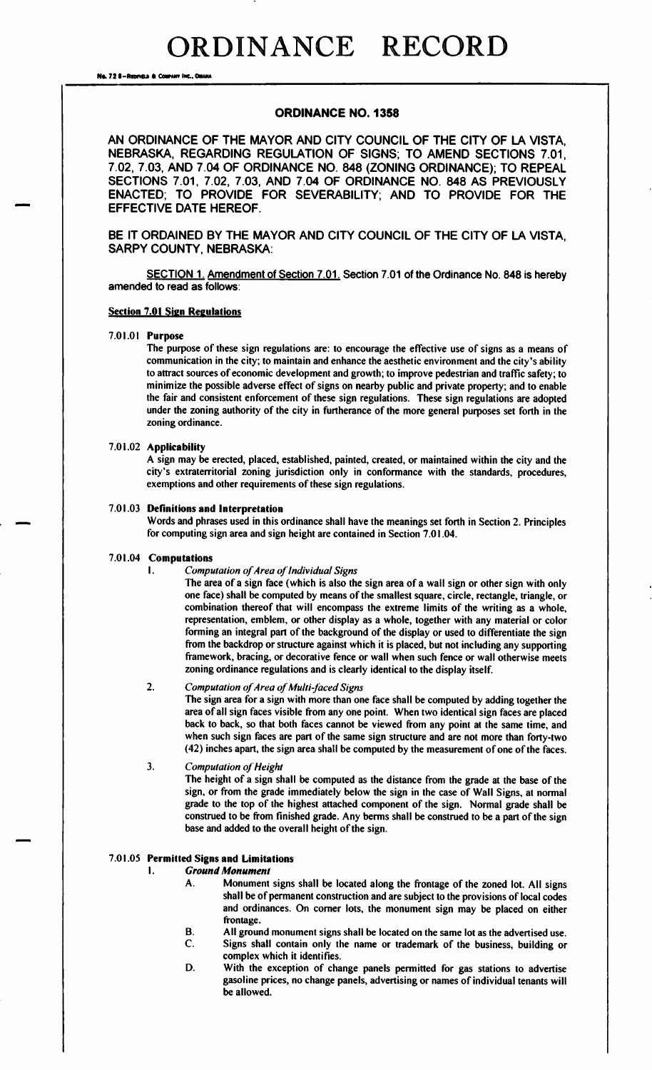# ORDINANCE RECORD

## ORDINANCE NO. 1358

**AN ORDINANCE OF THE MAYOR AND CITY COUNCIL OF THE CITY OF LA VISTA, NEBRASKA, REGARDING REGULATION OF SIGNS; TO AMEND SECTIONS 7.01, 7.02, 7.03, AND 7.04 OF ORDINANCE NO. 848 (ZONING ORDINANCE); TO REPEAL SECTIONS 7.01, 7.02, 7.03, AND 7.04 OF ORDINANCE NO. 848 AS PREVIOUSLY ENACTED; TO PROVIDE FOR SEVERABILITY; AND TO PROVIDE FOR THE EFFECTIVE DATE HEREOF.**

**BE IT ORDAINED BY THE MAYOR AND CITY COUNCIL OF THE CITY OF LA VISTA, SARPY COUNTY, NEBRASKA:**

SECTION 1. Amendment of Section 7.01. Section 7.01 of the Ordinance No. 848 is hereby amended to read as follows:

**Section 7.01 Sign Regulations**

**7.01.01 Purpose**

The purpose of these sign regulations are: to encourage the effective use of signs as a means of communication in the city; to maintain and enhance the aesthetic environment and the city's ability to attract sources of economic development and growth; to improve pedestrian and traffic safety; to minimize the possible adverse effect of signs on nearby public and private property; and to enable the fair and consistent enforcement of these sign regulations. These sign regulations are adopted under the zoning authority of the city in furtherance of the more general purposes set forth in the zoning ordinance.

**7.01.02 Applicability**

A sign may be erected, placed, established, painted, created, or maintained within the city and the city's extraterritorial zoning jurisdiction only in conformance with the standards, procedures, exemptions and other requirements of these sign regulations.

**7.01.03 Definitions and Interpretation**

Words and phrases used in this ordinance shall have the meanings set forth in Section 2. Principles for computing sign area and sign height are contained in Section 7.01.04.

**7.01.04 Computations**

1. *Computation of Area of Individual Signs*

   The area of a sign face (which is also the sign area of a wall sign or other sign with only one face) shall be computed by means of the smallest square, circle, rectangle, triangle, or combination thereof that will encompass the extreme limits of the writing as a whole, representation, emblem, or other display as a whole, together with any material or color forming an integral part of the background of the display or used to differentiate the sign from the backdrop or structure against which it is placed, but not including any supporting framework, bracing, or decorative fence or wall when such fence or wall otherwise meets zoning ordinance regulations and is clearly identical to the display itself.

2. *Computation of Area of Multi-faced Signs*

   The sign area for a sign with more than one face shall be computed by adding together the area of all sign faces visible from any one point. When two identical sign faces are placed back to back, so that both faces cannot be viewed from any point at the same time, and when such sign faces are part of the same sign structure and are not more than forty-two (42) inches apart, the sign area shall be computed by the measurement of one of the faces.

3. *Computation of Height*

   The height of a sign shall be computed as the distance from the grade at the base of the sign, or from the grade immediately below the sign in the case of Wall Signs, at normal grade to the top of the highest attached component of the sign. Normal grade shall be construed to be from finished grade. Any berms shall be construed to be a part of the sign base and added to the overall height of the sign.

**7.01.05 Permitted Signs and Limitations**

1. ***Ground Monument***

   A. Monument signs shall be located along the frontage of the zoned lot. All signs shall be of permanent construction and are subject to the provisions of local codes and ordinances. On corner lots, the monument sign may be placed on either frontage.

   B. All ground monument signs shall be located on the same lot as the advertised use.

   C. Signs shall contain only the name or trademark of the business, building or complex which it identifies.

   D. With the exception of change panels permitted for gas stations to advertise gasoline prices, no change panels, advertising or names of individual tenants will be allowed.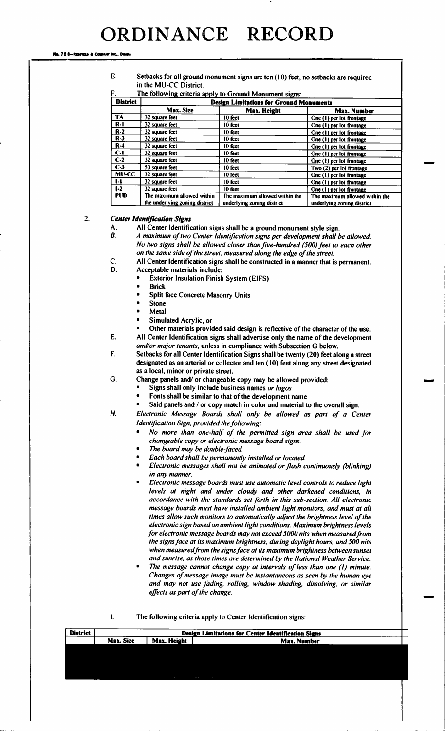# ORDINANCE RECORD

E. Setbacks for all ground monument signs are ten (10) feet, no setbacks are required in the MU-CC District.

F. The following criteria apply to Ground Monument signs:

| District | Design Limitations for Ground Monuments | | |
|---|---|---|---|
| | Max. Size | Max. Height | Max. Number |
| TA | 32 square feet | 10 feet | One (1) per lot frontage |
| R-1 | 32 square feet | 10 feet | One (1) per lot frontage |
| R-2 | 32 square feet | 10 feet | One (1) per lot frontage |
| R-3 | 32 square feet | 10 feet | One (1) per lot frontage |
| R-4 | 32 square feet | 10 feet | One (1) per lot frontage |
| C-1 | 32 square feet | 10 feet | One (1) per lot frontage |
| C-2 | 32 square feet | 10 feet | One (1) per lot frontage |
| C-3 | 50 square feet | 10 feet | Two (2) per lot frontage |
| MU-CC | 32 square feet | 10 feet | One (1) per lot frontage |
| I-1 | 32 square feet | 10 feet | One (1) per lot frontage |
| I-2 | 32 square feet | 10 feet | One (1) per lot frontage |
| PUD | The maximum allowed within the underlying zoning district | The maximum allowed within the underlying zoning district | The maximum allowed within the underlying zoning district |

2. ***Center Identification Signs***

A. All Center Identification signs shall be a ground monument style sign.

***B.*** *A maximum of two Center Identification signs per development shall be allowed. No two signs shall be allowed closer than five-hundred (500) feet to each other on the same side of the street, measured along the edge of the street.*

C. All Center Identification signs shall be constructed in a manner that is permanent.

D. Acceptable materials include:

- Exterior Insulation Finish System (EIFS)
- Brick
- Split face Concrete Masonry Units
- Stone
- Metal
- Simulated Acrylic, or
- Other materials provided said design is reflective of the character of the use.

E. All Center Identification signs shall advertise only the name of the development *and/or major tenants*, unless in compliance with Subsection G below.

F. Setbacks for all Center Identification Signs shall be twenty (20) feet along a street designated as an arterial or collector and ten (10) feet along any street designated as a local, minor or private street.

G. Change panels and/ or changeable copy may be allowed provided:

- Signs shall only include business names *or logos*
- Fonts shall be similar to that of the development name
- Said panels and / or copy match in color and material to the overall sign.

***H.*** *Electronic Message Boards shall only be allowed as part of a Center Identification Sign, provided the following:*

- *No more than one-half of the permitted sign area shall be used for changeable copy or electronic message board signs.*
- *The board may be double-faced.*
- *Each board shall be permanently installed or located.*
- *Electronic messages shall not be animated or flash continuously (blinking) in any manner.*
- *Electronic message boards must use automatic level controls to reduce light levels at night and under cloudy and other darkened conditions, in accordance with the standards set forth in this sub-section. All electronic message boards must have installed ambient light monitors, and must at all times allow such monitors to automatically adjust the brightness level of the electronic sign based on ambient light conditions. Maximum brightness levels for electronic message boards may not exceed 5000 nits when measured from the signs face at its maximum brightness, during daylight hours, and 500 nits when measured from the signs face at its maximum brightness between sunset and sunrise, as those times are determined by the National Weather Service.*
- *The message cannot change copy at intervals of less than one (1) minute. Changes of message image must be instantaneous as seen by the human eye and may not use fading, rolling, window shading, dissolving, or similar effects as part of the change.*

I. The following criteria apply to Center Identification signs:

| District | Design Limitations for Center Identification Signs | | |
|---|---|---|---|
| | Max. Size | Max. Height | Max. Number |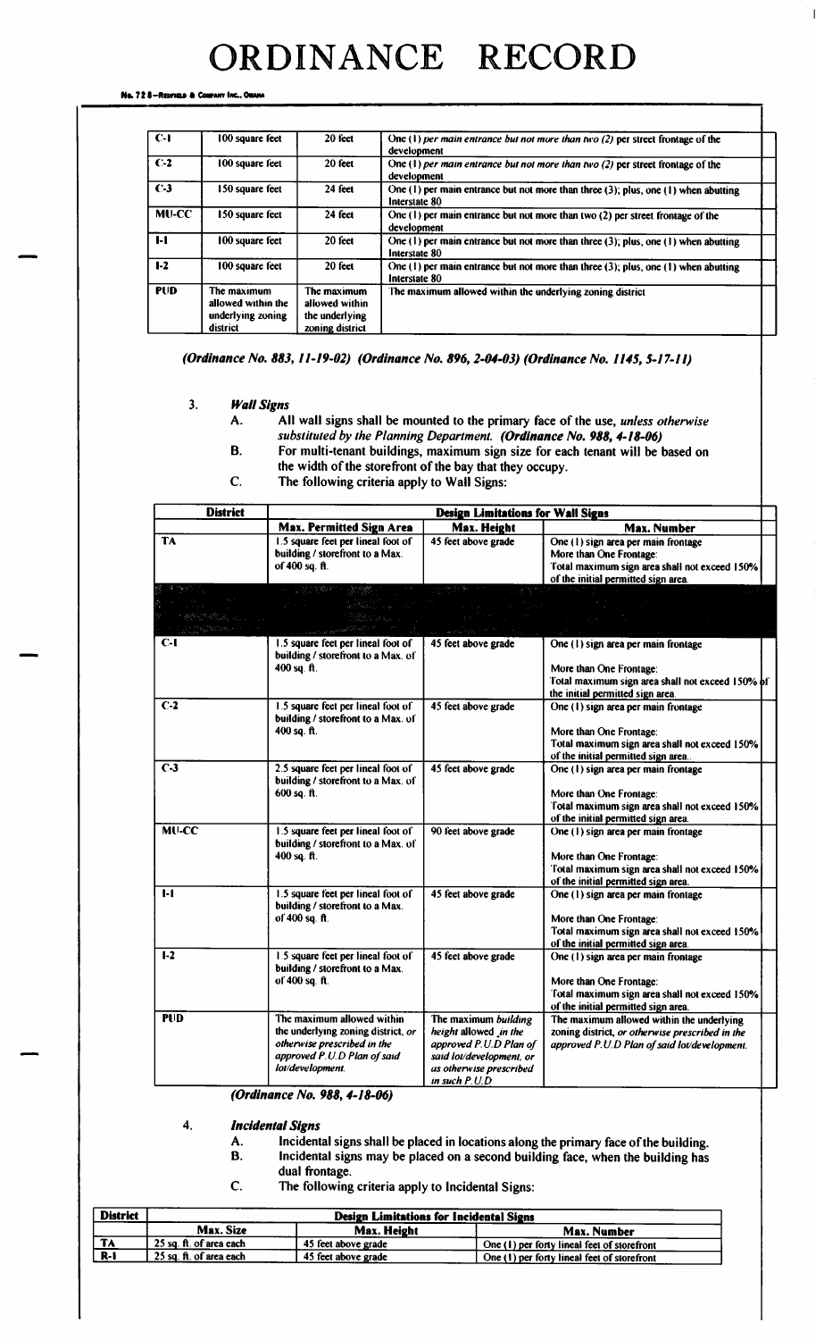# ORDINANCE RECORD

| C-1 | 100 square feet | 20 feet | One (1) *per main entrance but not more than two (2)* per street frontage of the development |
|---|---|---|---|
| C-2 | 100 square feet | 20 feet | One (1) *per main entrance but not more than two (2)* per street frontage of the development |
| C-3 | 150 square feet | 24 feet | One (1) per main entrance but not more than three (3); plus, one (1) when abutting Interstate 80 |
| MU-CC | 150 square feet | 24 feet | One (1) per main entrance but not more than two (2) per street frontage of the development |
| I-1 | 100 square feet | 20 feet | One (1) per main entrance but not more than three (3); plus, one (1) when abutting Interstate 80 |
| I-2 | 100 square feet | 20 feet | One (1) per main entrance but not more than three (3); plus, one (1) when abutting Interstate 80 |
| PUD | The maximum allowed within the underlying zoning district | The maximum allowed within the underlying zoning district | The maximum allowed within the underlying zoning district |

***(Ordinance No. 883, 11-19-02) (Ordinance No. 896, 2-04-03) (Ordinance No. 1145, 5-17-11)***

3. ***Wall Signs***
   - A. All wall signs shall be mounted to the primary face of the use, *unless otherwise substituted by the Planning Department.* ***(Ordinance No. 988, 4-18-06)***
   - B. For multi-tenant buildings, maximum sign size for each tenant will be based on the width of the storefront of the bay that they occupy.
   - C. The following criteria apply to Wall Signs:

| District | Design Limitations for Wall Signs | | |
|---|---|---|---|
| | **Max. Permitted Sign Area** | **Max. Height** | **Max. Number** |
| TA | 1.5 square feet per lineal foot of building / storefront to a Max. of 400 sq. ft. | 45 feet above grade | One (1) sign area per main frontage<br>More than One Frontage:<br>Total maximum sign area shall not exceed 150% of the initial permitted sign area. |
| | | | |
| C-1 | 1.5 square feet per lineal foot of building / storefront to a Max. of 400 sq. ft. | 45 feet above grade | One (1) sign area per main frontage<br>More than One Frontage:<br>Total maximum sign area shall not exceed 150% of the initial permitted sign area. |
| C-2 | 1.5 square feet per lineal foot of building / storefront to a Max. of 400 sq. ft. | 45 feet above grade | One (1) sign area per main frontage<br>More than One Frontage:<br>Total maximum sign area shall not exceed 150% of the initial permitted sign area.. |
| C-3 | 2.5 square feet per lineal foot of building / storefront to a Max. of 600 sq. ft. | 45 feet above grade | One (1) sign area per main frontage<br>More than One Frontage:<br>Total maximum sign area shall not exceed 150% of the initial permitted sign area. |
| MU-CC | 1.5 square feet per lineal foot of building / storefront to a Max. of 400 sq. ft. | 90 feet above grade | One (1) sign area per main frontage<br>More than One Frontage:<br>Total maximum sign area shall not exceed 150% of the initial permitted sign area. |
| I-1 | 1.5 square feet per lineal foot of building / storefront to a Max. of 400 sq. ft. | 45 feet above grade | One (1) sign area per main frontage<br>More than One Frontage:<br>Total maximum sign area shall not exceed 150% of the initial permitted sign area. |
| I-2 | 1.5 square feet per lineal foot of building / storefront to a Max. of 400 sq. ft. | 45 feet above grade | One (1) sign area per main frontage<br>More than One Frontage:<br>Total maximum sign area shall not exceed 150% of the initial permitted sign area. |
| PUD | The maximum allowed within the underlying zoning district, *or otherwise prescribed in the approved P.U.D Plan of said lot/development.* | The maximum *building height* allowed *in the approved P.U.D Plan of said lot/development, or as otherwise prescribed in such P.U.D* | The maximum allowed within the underlying zoning district, *or otherwise prescribed in the approved P.U.D Plan of said lot/development.* |

***(Ordinance No. 988, 4-18-06)***

4. ***Incidental Signs***
   - A. Incidental signs shall be placed in locations along the primary face of the building.
   - B. Incidental signs may be placed on a second building face, when the building has dual frontage.
   - C. The following criteria apply to Incidental Signs:

| District | Design Limitations for Incidental Signs | | |
|---|---|---|---|
| | **Max. Size** | **Max. Height** | **Max. Number** |
| TA | 25 sq. ft. of area each | 45 feet above grade | One (1) per forty lineal feet of storefront |
| R-1 | 25 sq. ft. of area each | 45 feet above grade | One (1) per forty lineal feet of storefront |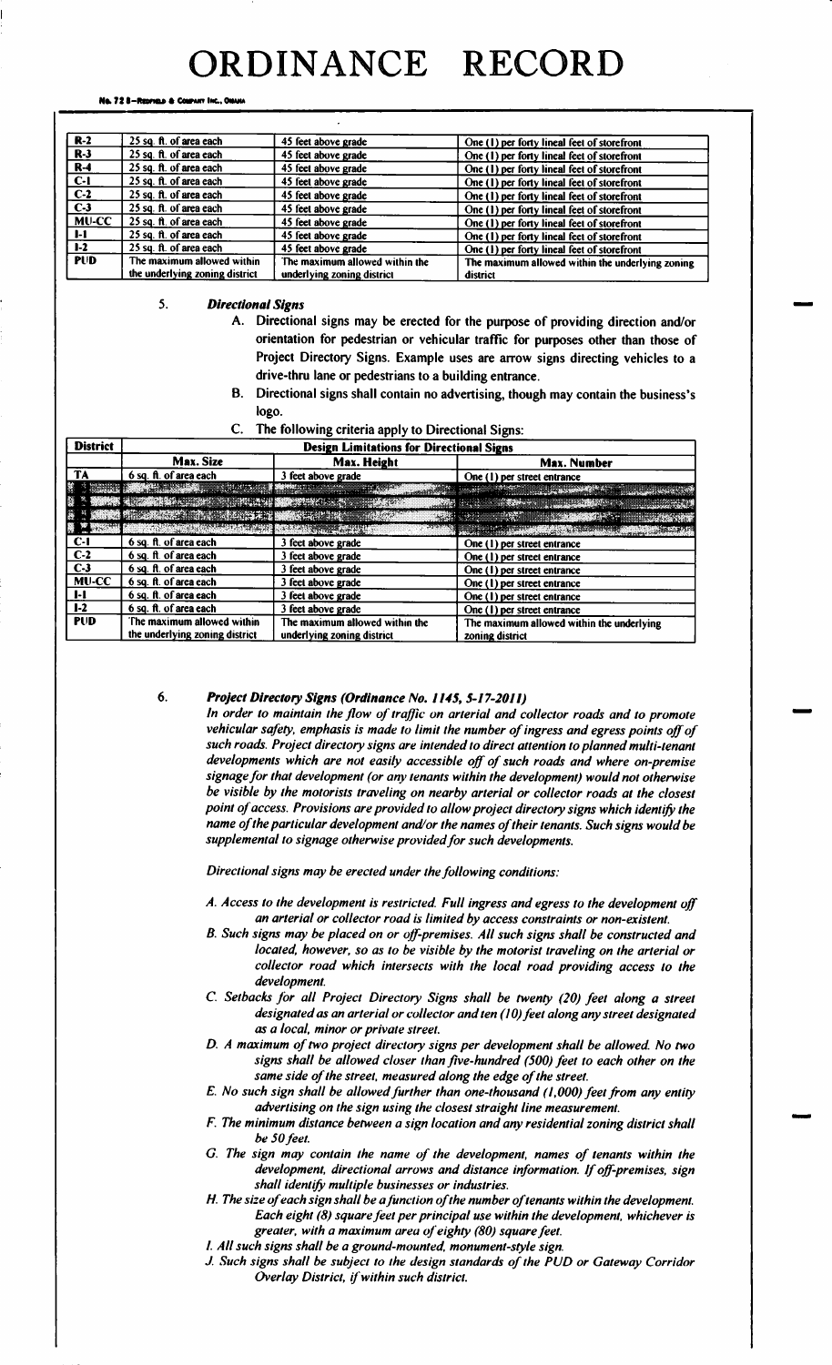# ORDINANCE RECORD

| | | | |
|---|---|---|---|
| R-2 | 25 sq. ft. of area each | 45 feet above grade | One (1) per forty lineal feet of storefront |
| R-3 | 25 sq. ft. of area each | 45 feet above grade | One (1) per forty lineal feet of storefront |
| R-4 | 25 sq. ft. of area each | 45 feet above grade | One (1) per forty lineal feet of storefront |
| C-1 | 25 sq. ft. of area each | 45 feet above grade | One (1) per forty lineal feet of storefront |
| C-2 | 25 sq. ft. of area each | 45 feet above grade | One (1) per forty lineal feet of storefront |
| C-3 | 25 sq. ft. of area each | 45 feet above grade | One (1) per forty lineal feet of storefront |
| MU-CC | 25 sq. ft. of area each | 45 feet above grade | One (1) per forty lineal feet of storefront |
| I-1 | 25 sq. ft. of area each | 45 feet above grade | One (1) per forty lineal feet of storefront |
| I-2 | 25 sq. ft. of area each | 45 feet above grade | One (1) per forty lineal feet of storefront |
| PUD | The maximum allowed within the underlying zoning district | The maximum allowed within the underlying zoning district | The maximum allowed within the underlying zoning district |

5. ***Directional Signs***

   A. Directional signs may be erected for the purpose of providing direction and/or orientation for pedestrian or vehicular traffic for purposes other than those of Project Directory Signs. Example uses are arrow signs directing vehicles to a drive-thru lane or pedestrians to a building entrance.

   B. Directional signs shall contain no advertising, though may contain the business's logo.

   C. The following criteria apply to Directional Signs:

| District | Design Limitations for Directional Signs | | |
|---|---|---|---|
| | Max. Size | Max. Height | Max. Number |
| TA | 6 sq. ft. of area each | 3 feet above grade | One (1) per street entrance |
| | | | |
| | | | |
| | | | |
| | | | |
| C-1 | 6 sq. ft. of area each | 3 feet above grade | One (1) per street entrance |
| C-2 | 6 sq. ft. of area each | 3 feet above grade | One (1) per street entrance |
| C-3 | 6 sq. ft. of area each | 3 feet above grade | One (1) per street entrance |
| MU-CC | 6 sq. ft. of area each | 3 feet above grade | One (1) per street entrance |
| I-1 | 6 sq. ft. of area each | 3 feet above grade | One (1) per street entrance |
| I-2 | 6 sq. ft. of area each | 3 feet above grade | One (1) per street entrance |
| PUD | The maximum allowed within the underlying zoning district | The maximum allowed within the underlying zoning district | The maximum allowed within the underlying zoning district |

6. ***Project Directory Signs (Ordinance No. 1145, 5-17-2011)***

   *In order to maintain the flow of traffic on arterial and collector roads and to promote vehicular safety, emphasis is made to limit the number of ingress and egress points off of such roads. Project directory signs are intended to direct attention to planned multi-tenant developments which are not easily accessible off of such roads and where on-premise signage for that development (or any tenants within the development) would not otherwise be visible by the motorists traveling on nearby arterial or collector roads at the closest point of access. Provisions are provided to allow project directory signs which identify the name of the particular development and/or the names of their tenants. Such signs would be supplemental to signage otherwise provided for such developments.*

   *Directional signs may be erected under the following conditions:*

   *A. Access to the development is restricted. Full ingress and egress to the development off an arterial or collector road is limited by access constraints or non-existent.*

   *B. Such signs may be placed on or off-premises. All such signs shall be constructed and located, however, so as to be visible by the motorist traveling on the arterial or collector road which intersects with the local road providing access to the development.*

   *C. Setbacks for all Project Directory Signs shall be twenty (20) feet along a street designated as an arterial or collector and ten (10) feet along any street designated as a local, minor or private street.*

   *D. A maximum of two project directory signs per development shall be allowed. No two signs shall be allowed closer than five-hundred (500) feet to each other on the same side of the street, measured along the edge of the street.*

   *E. No such sign shall be allowed further than one-thousand (1,000) feet from any entity advertising on the sign using the closest straight line measurement.*

   *F. The minimum distance between a sign location and any residential zoning district shall be 50 feet.*

   *G. The sign may contain the name of the development, names of tenants within the development, directional arrows and distance information. If off-premises, sign shall identify multiple businesses or industries.*

   *H. The size of each sign shall be a function of the number of tenants within the development. Each eight (8) square feet per principal use within the development, whichever is greater, with a maximum area of eighty (80) square feet.*

   *I. All such signs shall be a ground-mounted, monument-style sign.*

   *J. Such signs shall be subject to the design standards of the PUD or Gateway Corridor Overlay District, if within such district.*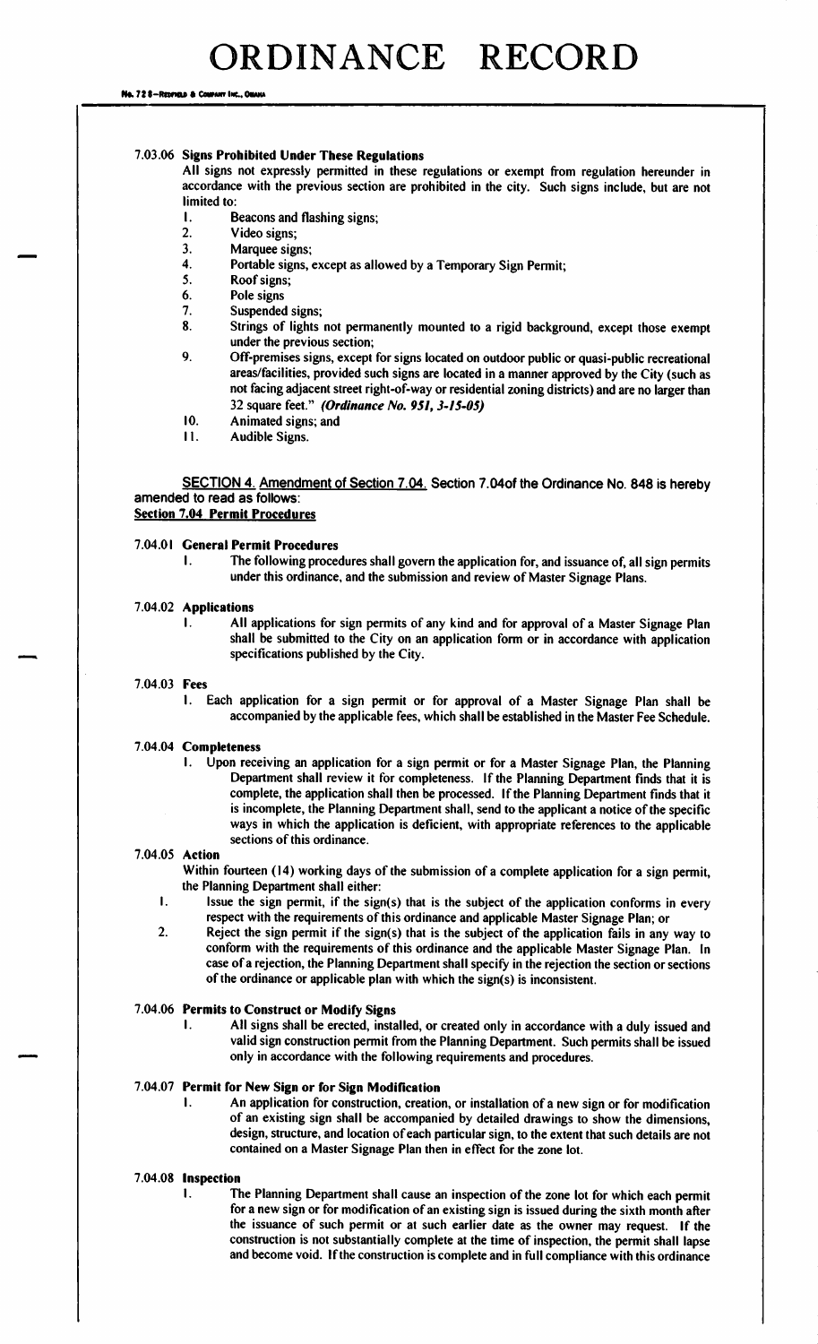#### 7.03.06 Signs Prohibited Under These Regulations

All signs not expressly permitted in these regulations or exempt from regulation hereunder in accordance with the previous section are prohibited in the city. Such signs include, but are not limited to:

1. Beacons and flashing signs;
2. Video signs;
3. Marquee signs;
4. Portable signs, except as allowed by a Temporary Sign Permit;
5. Roof signs;
6. Pole signs
7. Suspended signs;
8. Strings of lights not permanently mounted to a rigid background, except those exempt under the previous section;
9. Off-premises signs, except for signs located on outdoor public or quasi-public recreational areas/facilities, provided such signs are located in a manner approved by the City (such as not facing adjacent street right-of-way or residential zoning districts) and are no larger than 32 square feet." *(Ordinance No. 951, 3-15-05)*
10. Animated signs; and
11. Audible Signs.

SECTION 4. Amendment of Section 7.04. Section 7.04of the Ordinance No. 848 is hereby amended to read as follows:

**Section 7.04 Permit Procedures**

#### 7.04.01 General Permit Procedures

1. The following procedures shall govern the application for, and issuance of, all sign permits under this ordinance, and the submission and review of Master Signage Plans.

#### 7.04.02 Applications

1. All applications for sign permits of any kind and for approval of a Master Signage Plan shall be submitted to the City on an application form or in accordance with application specifications published by the City.

#### 7.04.03 Fees

1. Each application for a sign permit or for approval of a Master Signage Plan shall be accompanied by the applicable fees, which shall be established in the Master Fee Schedule.

#### 7.04.04 Completeness

1. Upon receiving an application for a sign permit or for a Master Signage Plan, the Planning Department shall review it for completeness. If the Planning Department finds that it is complete, the application shall then be processed. If the Planning Department finds that it is incomplete, the Planning Department shall, send to the applicant a notice of the specific ways in which the application is deficient, with appropriate references to the applicable sections of this ordinance.

#### 7.04.05 Action

Within fourteen (14) working days of the submission of a complete application for a sign permit, the Planning Department shall either:

1. Issue the sign permit, if the sign(s) that is the subject of the application conforms in every respect with the requirements of this ordinance and applicable Master Signage Plan; or
2. Reject the sign permit if the sign(s) that is the subject of the application fails in any way to conform with the requirements of this ordinance and the applicable Master Signage Plan. In case of a rejection, the Planning Department shall specify in the rejection the section or sections of the ordinance or applicable plan with which the sign(s) is inconsistent.

#### 7.04.06 Permits to Construct or Modify Signs

1. All signs shall be erected, installed, or created only in accordance with a duly issued and valid sign construction permit from the Planning Department. Such permits shall be issued only in accordance with the following requirements and procedures.

#### 7.04.07 Permit for New Sign or for Sign Modification

1. An application for construction, creation, or installation of a new sign or for modification of an existing sign shall be accompanied by detailed drawings to show the dimensions, design, structure, and location of each particular sign, to the extent that such details are not contained on a Master Signage Plan then in effect for the zone lot.

#### 7.04.08 Inspection

1. The Planning Department shall cause an inspection of the zone lot for which each permit for a new sign or for modification of an existing sign is issued during the sixth month after the issuance of such permit or at such earlier date as the owner may request. If the construction is not substantially complete at the time of inspection, the permit shall lapse and become void. If the construction is complete and in full compliance with this ordinance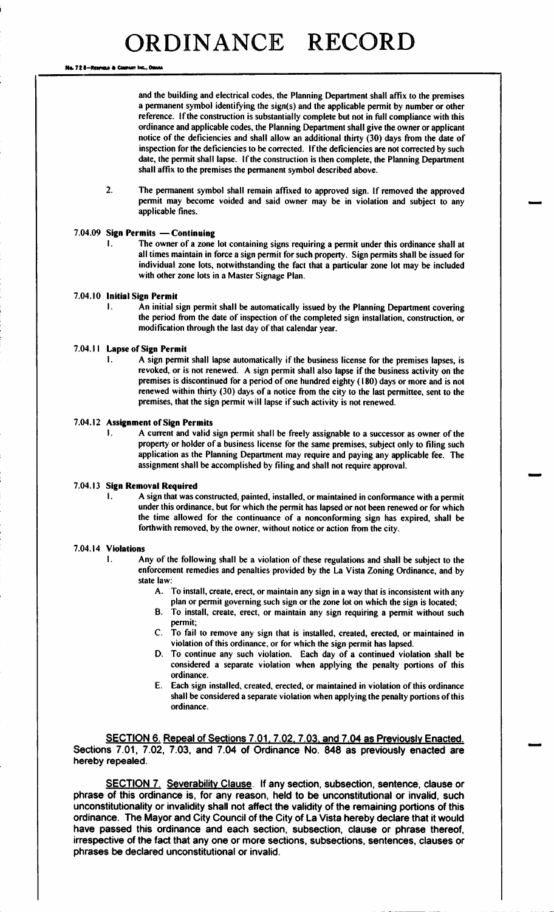and the building and electrical codes, the Planning Department shall affix to the premises a permanent symbol identifying the sign(s) and the applicable permit by number or other reference. If the construction is substantially complete but not in full compliance with this ordinance and applicable codes, the Planning Department shall give the owner or applicant notice of the deficiencies and shall allow an additional thirty (30) days from the date of inspection for the deficiencies to be corrected. If the deficiencies are not corrected by such date, the permit shall lapse. If the construction is then complete, the Planning Department shall affix to the premises the permanent symbol described above.

2. The permanent symbol shall remain affixed to approved sign. If removed the approved permit may become voided and said owner may be in violation and subject to any applicable fines.

**7.04.09 Sign Permits — Continuing**

1. The owner of a zone lot containing signs requiring a permit under this ordinance shall at all times maintain in force a sign permit for such property. Sign permits shall be issued for individual zone lots, notwithstanding the fact that a particular zone lot may be included with other zone lots in a Master Signage Plan.

**7.04.10 Initial Sign Permit**

1. An initial sign permit shall be automatically issued by the Planning Department covering the period from the date of inspection of the completed sign installation, construction, or modification through the last day of that calendar year.

**7.04.11 Lapse of Sign Permit**

1. A sign permit shall lapse automatically if the business license for the premises lapses, is revoked, or is not renewed. A sign permit shall also lapse if the business activity on the premises is discontinued for a period of one hundred eighty (180) days or more and is not renewed within thirty (30) days of a notice from the city to the last permittee, sent to the premises, that the sign permit will lapse if such activity is not renewed.

**7.04.12 Assignment of Sign Permits**

1. A current and valid sign permit shall be freely assignable to a successor as owner of the property or holder of a business license for the same premises, subject only to filing such application as the Planning Department may require and paying any applicable fee. The assignment shall be accomplished by filing and shall not require approval.

**7.04.13 Sign Removal Required**

1. A sign that was constructed, painted, installed, or maintained in conformance with a permit under this ordinance, but for which the permit has lapsed or not been renewed or for which the time allowed for the continuance of a nonconforming sign has expired, shall be forthwith removed, by the owner, without notice or action from the city.

**7.04.14 Violations**

1. Any of the following shall be a violation of these regulations and shall be subject to the enforcement remedies and penalties provided by the La Vista Zoning Ordinance, and by state law:
   - A. To install, create, erect, or maintain any sign in a way that is inconsistent with any plan or permit governing such sign or the zone lot on which the sign is located;
   - B. To install, create, erect, or maintain any sign requiring a permit without such permit;
   - C. To fail to remove any sign that is installed, created, erected, or maintained in violation of this ordinance, or for which the sign permit has lapsed.
   - D. To continue any such violation. Each day of a continued violation shall be considered a separate violation when applying the penalty portions of this ordinance.
   - E. Each sign installed, created, erected, or maintained in violation of this ordinance shall be considered a separate violation when applying the penalty portions of this ordinance.

**SECTION 6. Repeal of Sections 7.01, 7.02, 7.03, and 7.04 as Previously Enacted.** Sections 7.01, 7.02, 7.03, and 7.04 of Ordinance No. 848 as previously enacted are hereby repealed.

**SECTION 7. Severability Clause.** If any section, subsection, sentence, clause or phrase of this ordinance is, for any reason, held to be unconstitutional or invalid, such unconstitutionality or invalidity shall not affect the validity of the remaining portions of this ordinance. The Mayor and City Council of the City of La Vista hereby declare that it would have passed this ordinance and each section, subsection, clause or phrase thereof, irrespective of the fact that any one or more sections, subsections, sentences, clauses or phrases be declared unconstitutional or invalid.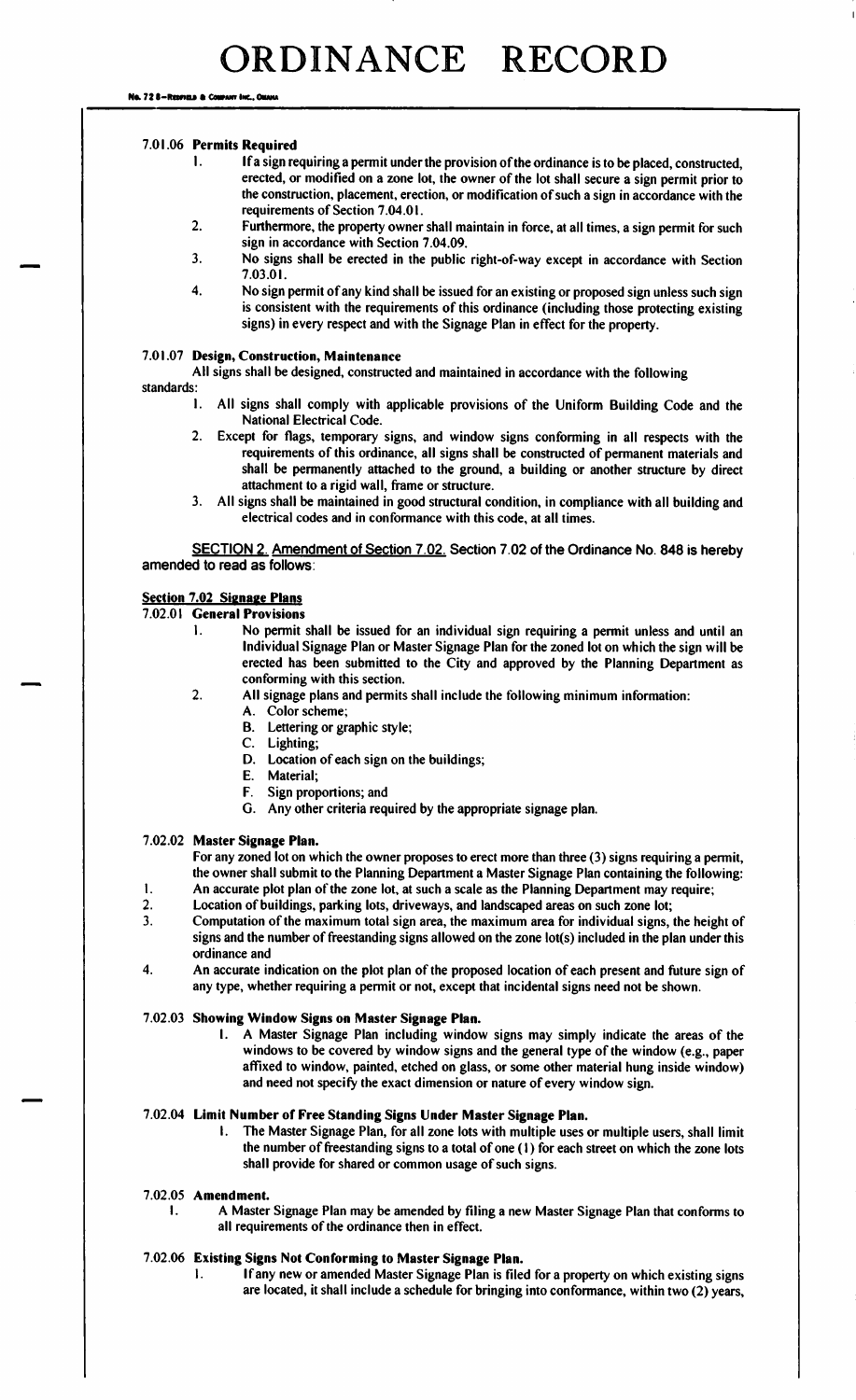#### 7.01.06 Permits Required

1. If a sign requiring a permit under the provision of the ordinance is to be placed, constructed, erected, or modified on a zone lot, the owner of the lot shall secure a sign permit prior to the construction, placement, erection, or modification of such a sign in accordance with the requirements of Section 7.04.01.
2. Furthermore, the property owner shall maintain in force, at all times, a sign permit for such sign in accordance with Section 7.04.09.
3. No signs shall be erected in the public right-of-way except in accordance with Section 7.03.01.
4. No sign permit of any kind shall be issued for an existing or proposed sign unless such sign is consistent with the requirements of this ordinance (including those protecting existing signs) in every respect and with the Signage Plan in effect for the property.

#### 7.01.07 Design, Construction, Maintenance

All signs shall be designed, constructed and maintained in accordance with the following standards:

1. All signs shall comply with applicable provisions of the Uniform Building Code and the National Electrical Code.
2. Except for flags, temporary signs, and window signs conforming in all respects with the requirements of this ordinance, all signs shall be constructed of permanent materials and shall be permanently attached to the ground, a building or another structure by direct attachment to a rigid wall, frame or structure.
3. All signs shall be maintained in good structural condition, in compliance with all building and electrical codes and in conformance with this code, at all times.

SECTION 2. Amendment of Section 7.02. Section 7.02 of the Ordinance No. 848 is hereby amended to read as follows:

### Section 7.02 Signage Plans

#### 7.02.01 General Provisions

1. No permit shall be issued for an individual sign requiring a permit unless and until an Individual Signage Plan or Master Signage Plan for the zoned lot on which the sign will be erected has been submitted to the City and approved by the Planning Department as conforming with this section.
2. All signage plans and permits shall include the following minimum information:
   - A. Color scheme;
   - B. Lettering or graphic style;
   - C. Lighting;
   - D. Location of each sign on the buildings;
   - E. Material;
   - F. Sign proportions; and
   - G. Any other criteria required by the appropriate signage plan.

#### 7.02.02 Master Signage Plan.

For any zoned lot on which the owner proposes to erect more than three (3) signs requiring a permit, the owner shall submit to the Planning Department a Master Signage Plan containing the following:

1. An accurate plot plan of the zone lot, at such a scale as the Planning Department may require;
2. Location of buildings, parking lots, driveways, and landscaped areas on such zone lot;
3. Computation of the maximum total sign area, the maximum area for individual signs, the height of signs and the number of freestanding signs allowed on the zone lot(s) included in the plan under this ordinance and
4. An accurate indication on the plot plan of the proposed location of each present and future sign of any type, whether requiring a permit or not, except that incidental signs need not be shown.

#### 7.02.03 Showing Window Signs on Master Signage Plan.

1. A Master Signage Plan including window signs may simply indicate the areas of the windows to be covered by window signs and the general type of the window (e.g., paper affixed to window, painted, etched on glass, or some other material hung inside window) and need not specify the exact dimension or nature of every window sign.

#### 7.02.04 Limit Number of Free Standing Signs Under Master Signage Plan.

1. The Master Signage Plan, for all zone lots with multiple uses or multiple users, shall limit the number of freestanding signs to a total of one (1) for each street on which the zone lots shall provide for shared or common usage of such signs.

#### 7.02.05 Amendment.

1. A Master Signage Plan may be amended by filing a new Master Signage Plan that conforms to all requirements of the ordinance then in effect.

#### 7.02.06 Existing Signs Not Conforming to Master Signage Plan.

1. If any new or amended Master Signage Plan is filed for a property on which existing signs are located, it shall include a schedule for bringing into conformance, within two (2) years,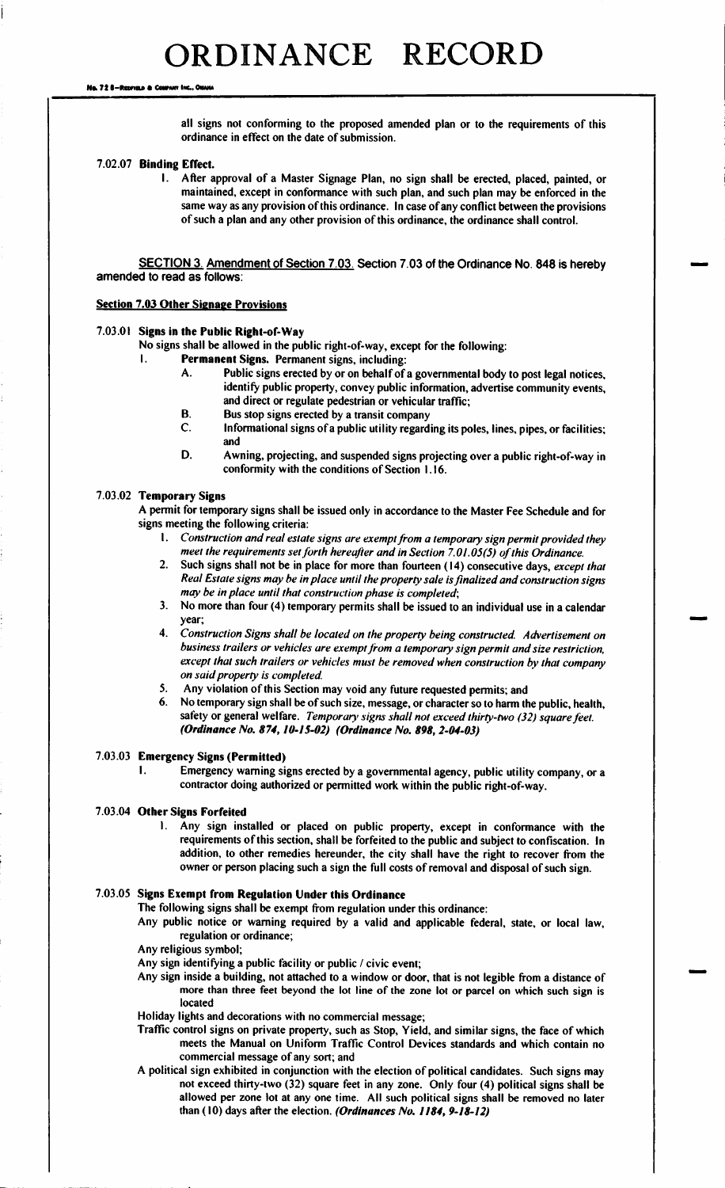# ORDINANCE RECORD

all signs not conforming to the proposed amended plan or to the requirements of this ordinance in effect on the date of submission.

**7.02.07 Binding Effect.**

1. After approval of a Master Signage Plan, no sign shall be erected, placed, painted, or maintained, except in conformance with such plan, and such plan may be enforced in the same way as any provision of this ordinance. In case of any conflict between the provisions of such a plan and any other provision of this ordinance, the ordinance shall control.

SECTION 3. Amendment of Section 7.03. Section 7.03 of the Ordinance No. 848 is hereby amended to read as follows:

**Section 7.03 Other Signage Provisions**

**7.03.01 Signs in the Public Right-of-Way**

No signs shall be allowed in the public right-of-way, except for the following:

I. **Permanent Signs.** Permanent signs, including:
   - A. Public signs erected by or on behalf of a governmental body to post legal notices, identify public property, convey public information, advertise community events, and direct or regulate pedestrian or vehicular traffic;
   - B. Bus stop signs erected by a transit company
   - C. Informational signs of a public utility regarding its poles, lines, pipes, or facilities; and
   - D. Awning, projecting, and suspended signs projecting over a public right-of-way in conformity with the conditions of Section 1.16.

**7.03.02 Temporary Signs**

A permit for temporary signs shall be issued only in accordance to the Master Fee Schedule and for signs meeting the following criteria:

1. *Construction and real estate signs are exempt from a temporary sign permit provided they meet the requirements set forth hereafter and in Section 7.01.05(5) of this Ordinance.*
2. Such signs shall not be in place for more than fourteen (14) consecutive days, *except that Real Estate signs may be in place until the property sale is finalized and construction signs may be in place until that construction phase is completed*;
3. No more than four (4) temporary permits shall be issued to an individual use in a calendar year;
4. *Construction Signs shall be located on the property being constructed. Advertisement on business trailers or vehicles are exempt from a temporary sign permit and size restriction, except that such trailers or vehicles must be removed when construction by that company on said property is completed.*
5. Any violation of this Section may void any future requested permits; and
6. No temporary sign shall be of such size, message, or character so to harm the public, health, safety or general welfare. *Temporary signs shall not exceed thirty-two (32) square feet.* ***(Ordinance No. 874, 10-15-02) (Ordinance No. 898, 2-04-03)***

**7.03.03 Emergency Signs (Permitted)**

1. Emergency warning signs erected by a governmental agency, public utility company, or a contractor doing authorized or permitted work within the public right-of-way.

**7.03.04 Other Signs Forfeited**

1. Any sign installed or placed on public property, except in conformance with the requirements of this section, shall be forfeited to the public and subject to confiscation. In addition, to other remedies hereunder, the city shall have the right to recover from the owner or person placing such a sign the full costs of removal and disposal of such sign.

**7.03.05 Signs Exempt from Regulation Under this Ordinance**

The following signs shall be exempt from regulation under this ordinance:

Any public notice or warning required by a valid and applicable federal, state, or local law, regulation or ordinance;

Any religious symbol;

Any sign identifying a public facility or public / civic event;

Any sign inside a building, not attached to a window or door, that is not legible from a distance of more than three feet beyond the lot line of the zone lot or parcel on which such sign is located

Holiday lights and decorations with no commercial message;

Traffic control signs on private property, such as Stop, Yield, and similar signs, the face of which meets the Manual on Uniform Traffic Control Devices standards and which contain no commercial message of any sort; and

A political sign exhibited in conjunction with the election of political candidates. Such signs may not exceed thirty-two (32) square feet in any zone. Only four (4) political signs shall be allowed per zone lot at any one time. All such political signs shall be removed no later than (10) days after the election. ***(Ordinances No. 1184, 9-18-12)***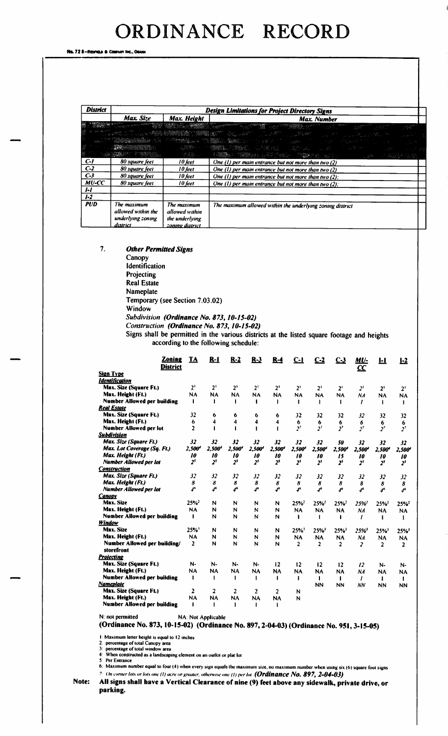# ORDINANCE RECORD

| District | Design Limitations for Project Directory Signs | | |
|---|---|---|---|
| | Max. Size | Max. Height | Max. Number |
| | | | |
| C-1 | 80 square feet | 10 feet | One (1) per main entrance but not more than two (2) |
| C-2 | 80 square feet | 10 feet | One (1) per main entrance but not more than two (2) |
| C-3 | 80 square feet | 10 feet | One (1) per main entrance but not more than two (2); |
| MU-CC | 80 square feet | 10 feet | One (1) per main entrance but not more than two (2); |
| I-1 | | | |
| I-2 | | | |
| PUD | The maximum allowed within the underlying zoning district | The maximum allowed within the underlying zoning district | The maximum allowed within the underlying zoning district |

7. ***Other Permitted Signs***

Canopy
Identification
Projecting
Real Estate
Nameplate
Temporary (see Section 7.03.02)
Window
*Subdivision (Ordinance No. 873, 10-15-02)*
*Construction (Ordinance No. 873, 10-15-02)*

Signs shall be permitted in the various districts at the listed square footage and heights according to the following schedule:

| Zoning District | TA | R-1 | R-2 | R-3 | R-4 | C-1 | C-2 | C-3 | MU-CC | I-1 | I-2 |
|---|---|---|---|---|---|---|---|---|---|---|---|
| **Sign Type** | | | | | | | | | | | |
| ***Identification*** | | | | | | | | | | | |
| Max. Size (Square Ft.) | 2[1] | 2[1] | 2[1] | 2[1] | 2[1] | 2[1] | 2[1] | 2[1] | 2[1] | 2[1] | 2[1] |
| Max. Height (Ft.) | NA | NA | NA | NA | NA | NA | NA | NA | NA | NA | NA |
| Number Allowed per building | 1 | 1 | 1 | 1 | 1 | 1 | 1 | 1 | 1 | 1 | 1 |
| ***Real Estate*** | | | | | | | | | | | |
| Max. Size (Square Ft.) | 32 | 6 | 6 | 6 | 6 | 32 | 32 | 32 | 32 | 32 | 32 |
| Max. Height (Ft.) | 6 | 4 | 4 | 4 | 4 | 6 | 6 | 6 | 6 | 6 | 6 |
| Number Allowed per lot | 2 | 1 | 1 | 1 | 1 | 2[7] | 2[7] | 2[7] | 2[7] | 2[7] | 2[7] |
| ***Subdivision*** | | | | | | | | | | | |
| *Max. Size (Square Ft.)* | 32 | 32 | 32 | 32 | 32 | 32 | 32 | 50 | 32 | 32 | 32 |
| *Max. Lot Coverage (Sq. Ft.)* | 2,500[4] | 2,500[4] | 2,500[4] | 2,500[4] | 2,500[4] | 2,500[4] | 2,500[4] | 2,500[4] | 2,500[4] | 2,500[4] | 2,500[4] |
| *Max. Height (Ft.)* | 10 | 10 | 10 | 10 | 10 | 10 | 10 | 15 | 10 | 10 | 10 |
| *Number Allowed per lot* | 2[5] | 2[5] | 2[5] | 2[5] | 2[5] | 2[5] | 2[5] | 2[5] | 2[5] | 2[5] | 2[5] |
| ***Construction*** | | | | | | | | | | | |
| *Max. Size (Square Ft.)* | 32 | 32 | 32 | 32 | 32 | 32 | 32 | 32 | 32 | 32 | 32 |
| *Max. Height (Ft.)* | 8 | 8 | 8 | 8 | 8 | 8 | 8 | 8 | 8 | 8 | 8 |
| *Number Allowed per lot* | 4[6] | 4[6] | 4[6] | 4[6] | 4[6] | 4[6] | 4[6] | 4[6] | 4[6] | 4[6] | 4[6] |
| ***Canopy*** | | | | | | | | | | | |
| Max. Size | 25%[2] | N | N | N | N | 25%[2] | 25%[2] | 25%[2] | 25%[2] | 25%[2] | 25%[2] |
| Max. Height (Ft.) | NA | N | N | N | N | NA | NA | NA | NA | NA | NA |
| Number Allowed per building | 1 | N | N | N | N | 1 | 1 | 1 | 1 | 1 | 1 |
| ***Window*** | | | | | | | | | | | |
| Max. Size | 25%[3] | N | N | N | N | 25%[3] | 25%[3] | 25%[3] | 25%[3] | 25%[3] | 25%[3] |
| Max. Height (Ft.) | NA | N | N | N | N | NA | NA | NA | NA | NA | NA |
| Number Allowed per building/ storefront | 2 | N | N | N | N | 2 | 2 | 2 | 2 | 2 | 2 |
| ***Projecting*** | | | | | | | | | | | |
| Max. Size (Square Ft.) | N- | N- | N- | N- | 12 | 12 | 12 | 12 | 12 | N- | N- |
| Max. Height (Ft.) | NA | NA | NA | NA | NA | NA | NA | NA | NA | NA | NA |
| Number Allowed per building | 1 | 1 | 1 | 1 | 1 | 1 | 1 | 1 | 1 | 1 | 1 |
| ***Nameplate*** | | | | | | | NN | NN | NN | NN | NN |
| Max. Size (Square Ft.) | 2 | 2 | 2 | 2 | 2 | N | | | | | |
| Max. Height (Ft.) | NA | NA | NA | NA | NA | N | | | | | |
| Number Allowed per building | 1 | 1 | 1 | 1 | 1 | | | | | | |

N: not permitted  NA: Not Applicable

**(Ordinance No. 873, 10-15-02) (Ordinance No. 897, 2-04-03) (Ordinance No. 951, 3-15-05)**

1: Maximum letter height is equal to 12 inches
2: percentage of total Canopy area
3: percentage of total window area
4: When constructed as a landscaping element on an outlot or plat lot
5: Per Entrance
6: Maximum number equal to four (4) when every sign equals the maximum size, no maximum number when using six (6) square foot signs
7: *On corner lots or lots one (1) acre or greater, otherwise one (1) per lot* ***(Ordinance No. 897, 2-04-03)***

**Note: All signs shall have a Vertical Clearance of nine (9) feet above any sidewalk, private drive, or parking.**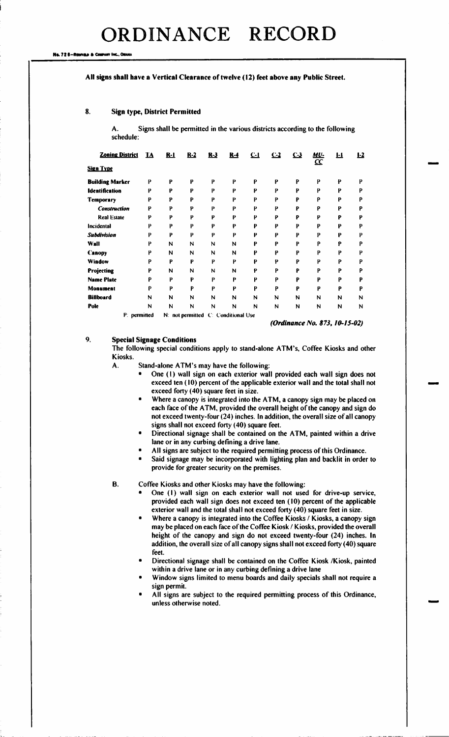# ORDINANCE RECORD

**All signs shall have a Vertical Clearance of twelve (12) feet above any Public Street.**

## 8. Sign type, District Permitted

A. Signs shall be permitted in the various districts according to the following schedule:

| Zoning District / Sign Type | TA | R-1 | R-2 | R-3 | R-4 | C-1 | C-2 | C-3 | MU-CC | I-1 | I-2 |
|---|---|---|---|---|---|---|---|---|---|---|---|
| **Building Marker** | P | P | P | P | P | P | P | P | P | P | P |
| **Identification** | P | P | P | P | P | P | P | P | P | P | P |
| **Temporary** | P | P | P | P | P | P | P | P | P | P | P |
| *Construction* | P | P | P | P | P | P | P | P | P | P | P |
| Real Estate | P | P | P | P | P | P | P | P | P | P | P |
| Incidental | P | P | P | P | P | P | P | P | P | P | P |
| *Subdivision* | P | P | P | P | P | P | P | P | P | P | P |
| **Wall** | P | N | N | N | N | P | P | P | P | P | P |
| **Canopy** | P | N | N | N | N | P | P | P | P | P | P |
| **Window** | P | P | P | P | P | P | P | P | P | P | P |
| **Projecting** | P | N | N | N | N | P | P | P | P | P | P |
| **Name Plate** | P | P | P | P | P | P | P | P | P | P | P |
| **Monument** | P | P | P | P | P | P | P | P | P | P | P |
| **Billboard** | N | N | N | N | N | N | N | N | N | N | N |
| **Pole** | N | N | N | N | N | N | N | N | N | N | N |

P: permitted N: not permitted C: Conditional Use

***(Ordinance No. 873, 10-15-02)***

## 9. Special Signage Conditions

The following special conditions apply to stand-alone ATM's, Coffee Kiosks and other Kiosks.

A. Stand-alone ATM's may have the following:

- One (1) wall sign on each exterior wall provided each wall sign does not exceed ten (10) percent of the applicable exterior wall and the total shall not exceed forty (40) square feet in size.
- Where a canopy is integrated into the ATM, a canopy sign may be placed on each face of the ATM, provided the overall height of the canopy and sign do not exceed twenty-four (24) inches. In addition, the overall size of all canopy signs shall not exceed forty (40) square feet.
- Directional signage shall be contained on the ATM, painted within a drive lane or in any curbing defining a drive lane.
- All signs are subject to the required permitting process of this Ordinance.
- Said signage may be incorporated with lighting plan and backlit in order to provide for greater security on the premises.

B. Coffee Kiosks and other Kiosks may have the following:

- One (1) wall sign on each exterior wall not used for drive-up service, provided each wall sign does not exceed ten (10) percent of the applicable exterior wall and the total shall not exceed forty (40) square feet in size.
- Where a canopy is integrated into the Coffee Kiosks / Kiosks, a canopy sign may be placed on each face of the Coffee Kiosk / Kiosks, provided the overall height of the canopy and sign do not exceed twenty-four (24) inches. In addition, the overall size of all canopy signs shall not exceed forty (40) square feet.
- Directional signage shall be contained on the Coffee Kiosk /Kiosk, painted within a drive lane or in any curbing defining a drive lane
- Window signs limited to menu boards and daily specials shall not require a sign permit.
- All signs are subject to the required permitting process of this Ordinance, unless otherwise noted.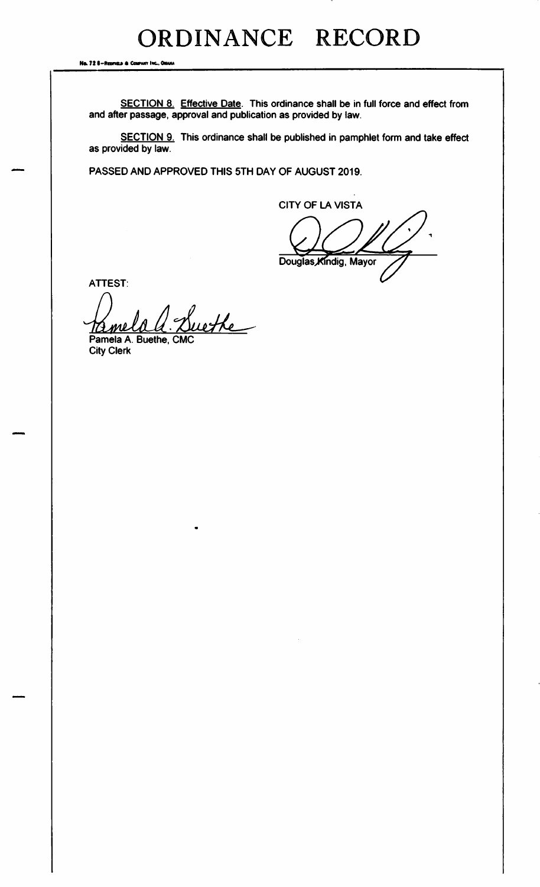# ORDINANCE RECORD

No. 72 8—Redfield & Company Inc., Omaha

<u>SECTION 8.</u> <u>Effective Date</u>. This ordinance shall be in full force and effect from and after passage, approval and publication as provided by law.

<u>SECTION 9.</u> This ordinance shall be published in pamphlet form and take effect as provided by law.

PASSED AND APPROVED THIS 5TH DAY OF AUGUST 2019.

CITY OF LA VISTA

Douglas Kindig, Mayor

ATTEST:

Pamela A. Buethe, CMC
City Clerk